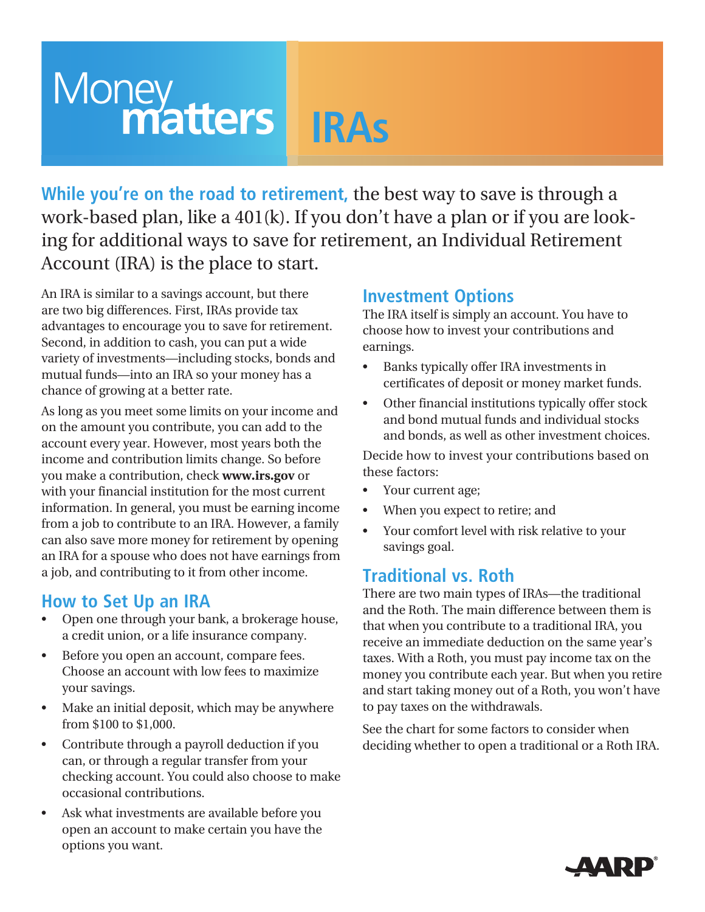# Money matters IRAs

**While you're on the road to retirement,** the best way to save is through a work-based plan, like a 401(k). If you don't have a plan or if you are looking for additional ways to save for retirement, an Individual Retirement Account (IRA) is the place to start.

An IRA is similar to a savings account, but there are two big differences. First, IRAs provide tax advantages to encourage you to save for retirement. Second, in addition to cash, you can put a wide variety of investments—including stocks, bonds and mutual funds—into an IRA so your money has a chance of growing at a better rate.

As long as you meet some limits on your income and on the amount you contribute, you can add to the account every year. However, most years both the income and contribution limits change. So before you make a contribution, check **www.irs.gov** or with your financial institution for the most current information. In general, you must be earning income from a job to contribute to an IRA. However, a family can also save more money for retirement by opening an IRA for a spouse who does not have earnings from a job, and contributing to it from other income.

## How to Set Up an IRA

- Open one through your bank, a brokerage house, a credit union, or a life insurance company.
- Before you open an account, compare fees. Choose an account with low fees to maximize your savings.
- Make an initial deposit, which may be anywhere from $100 to $1,000.
- Contribute through a payroll deduction if you can, or through a regular transfer from your checking account. You could also choose to make occasional contributions.
- Ask what investments are available before you open an account to make certain you have the options you want.

## Investment Options

The IRA itself is simply an account. You have to choose how to invest your contributions and earnings.

- Banks typically offer IRA investments in certificates of deposit or money market funds.
- Other financial institutions typically offer stock and bond mutual funds and individual stocks and bonds, as well as other investment choices.

Decide how to invest your contributions based on these factors:

- Your current age;
- When you expect to retire; and
- Your comfort level with risk relative to your savings goal.

## Traditional vs. Roth

There are two main types of IRAs—the traditional and the Roth. The main difference between them is that when you contribute to a traditional IRA, you receive an immediate deduction on the same year's taxes. With a Roth, you must pay income tax on the money you contribute each year. But when you retire and start taking money out of a Roth, you won't have to pay taxes on the withdrawals.

See the chart for some factors to consider when deciding whether to open a traditional or a Roth IRA.

AARP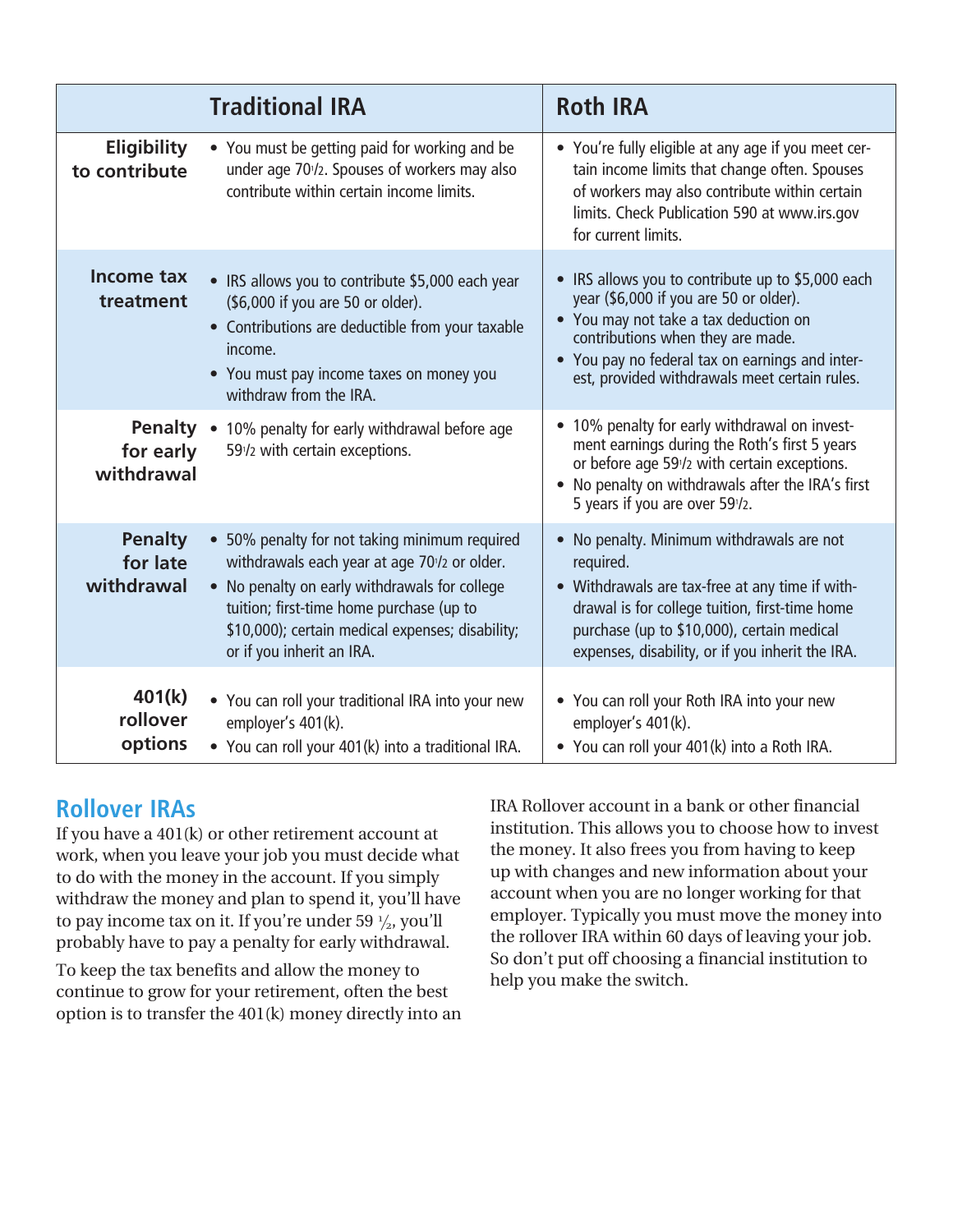| | Traditional IRA | Roth IRA |
|---|---|---|
| **Eligibility to contribute** | • You must be getting paid for working and be under age 70½. Spouses of workers may also contribute within certain income limits. | • You're fully eligible at any age if you meet certain income limits that change often. Spouses of workers may also contribute within certain limits. Check Publication 590 at www.irs.gov for current limits. |
| **Income tax treatment** | • IRS allows you to contribute $5,000 each year ($6,000 if you are 50 or older).<br>• Contributions are deductible from your taxable income.<br>• You must pay income taxes on money you withdraw from the IRA. | • IRS allows you to contribute up to $5,000 each year ($6,000 if you are 50 or older).<br>• You may not take a tax deduction on contributions when they are made.<br>• You pay no federal tax on earnings and interest, provided withdrawals meet certain rules. |
| **Penalty for early withdrawal** | • 10% penalty for early withdrawal before age 59½ with certain exceptions. | • 10% penalty for early withdrawal on investment earnings during the Roth's first 5 years or before age 59½ with certain exceptions.<br>• No penalty on withdrawals after the IRA's first 5 years if you are over 59½. |
| **Penalty for late withdrawal** | • 50% penalty for not taking minimum required withdrawals each year at age 70½ or older.<br>• No penalty on early withdrawals for college tuition; first-time home purchase (up to $10,000); certain medical expenses; disability; or if you inherit an IRA. | • No penalty. Minimum withdrawals are not required.<br>• Withdrawals are tax-free at any time if withdrawal is for college tuition, first-time home purchase (up to $10,000), certain medical expenses, disability, or if you inherit the IRA. |
| **401(k) rollover options** | • You can roll your traditional IRA into your new employer's 401(k).<br>• You can roll your 401(k) into a traditional IRA. | • You can roll your Roth IRA into your new employer's 401(k).<br>• You can roll your 401(k) into a Roth IRA. |

## Rollover IRAs

If you have a 401(k) or other retirement account at work, when you leave your job you must decide what to do with the money in the account. If you simply withdraw the money and plan to spend it, you'll have to pay income tax on it. If you're under 59 ½, you'll probably have to pay a penalty for early withdrawal.

To keep the tax benefits and allow the money to continue to grow for your retirement, often the best option is to transfer the 401(k) money directly into an IRA Rollover account in a bank or other financial institution. This allows you to choose how to invest the money. It also frees you from having to keep up with changes and new information about your account when you are no longer working for that employer. Typically you must move the money into the rollover IRA within 60 days of leaving your job. So don't put off choosing a financial institution to help you make the switch.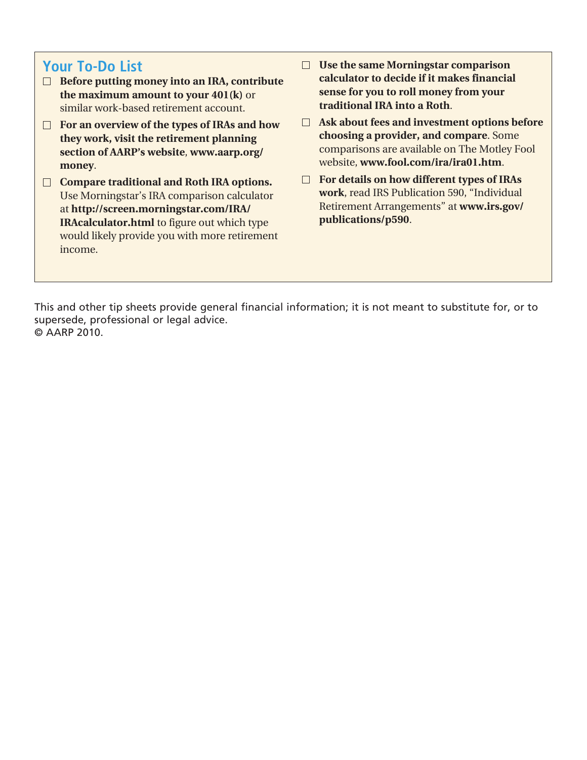## Your To-Do List

- ☐ **Before putting money into an IRA, contribute the maximum amount to your 401(k)** or similar work-based retirement account.
- ☐ **For an overview of the types of IRAs and how they work, visit the retirement planning section of AARP's website**, **www.aarp.org/money**.
- ☐ **Compare traditional and Roth IRA options.** Use Morningstar's IRA comparison calculator at **http://screen.morningstar.com/IRA/IRAcalculator.html** to figure out which type would likely provide you with more retirement income.
- ☐ **Use the same Morningstar comparison calculator to decide if it makes financial sense for you to roll money from your traditional IRA into a Roth**.
- ☐ **Ask about fees and investment options before choosing a provider, and compare**. Some comparisons are available on The Motley Fool website, **www.fool.com/ira/ira01.htm**.
- ☐ **For details on how different types of IRAs work**, read IRS Publication 590, "Individual Retirement Arrangements" at **www.irs.gov/publications/p590**.

This and other tip sheets provide general financial information; it is not meant to substitute for, or to supersede, professional or legal advice.
© AARP 2010.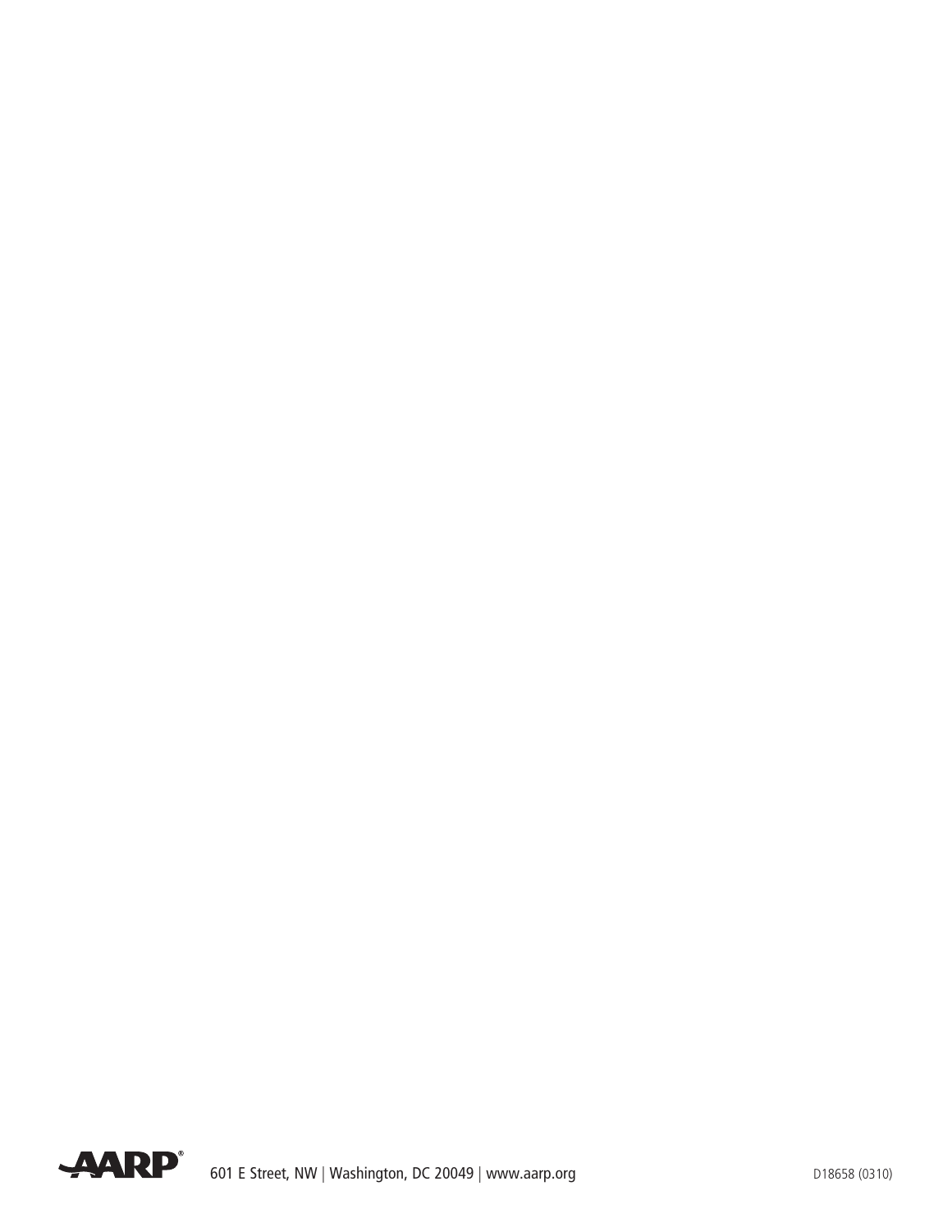AARP® 601 E Street, NW | Washington, DC 20049 | www.aarp.org

D18658 (0310)